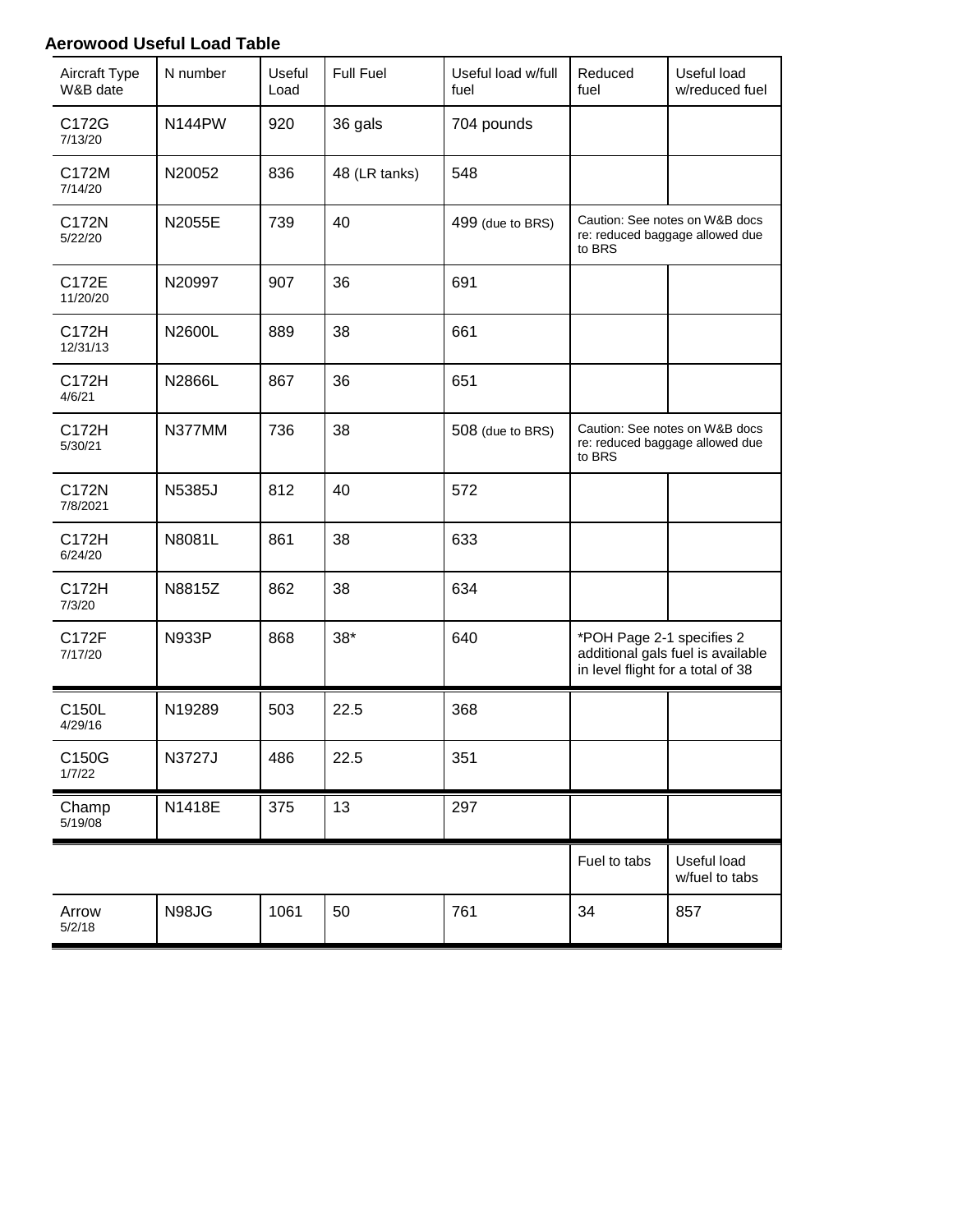**Aerowood Useful Load Table**

| Aircraft Type W&B date | N number | Useful Load | Full Fuel | Useful load w/full fuel | Reduced fuel | Useful load w/reduced fuel |
|---|---|---|---|---|---|---|
| C172G 7/13/20 | N144PW | 920 | 36 gals | 704 pounds | | |
| C172M 7/14/20 | N20052 | 836 | 48 (LR tanks) | 548 | | |
| C172N 5/22/20 | N2055E | 739 | 40 | 499 (due to BRS) | Caution: See notes on W&B docs re: reduced baggage allowed due to BRS | |
| C172E 11/20/20 | N20997 | 907 | 36 | 691 | | |
| C172H 12/31/13 | N2600L | 889 | 38 | 661 | | |
| C172H 4/6/21 | N2866L | 867 | 36 | 651 | | |
| C172H 5/30/21 | N377MM | 736 | 38 | 508 (due to BRS) | Caution: See notes on W&B docs re: reduced baggage allowed due to BRS | |
| C172N 7/8/2021 | N5385J | 812 | 40 | 572 | | |
| C172H 6/24/20 | N8081L | 861 | 38 | 633 | | |
| C172H 7/3/20 | N8815Z | 862 | 38 | 634 | | |
| C172F 7/17/20 | N933P | 868 | 38* | 640 | *POH Page 2-1 specifies 2 additional gals fuel is available in level flight for a total of 38 | |
| C150L 4/29/16 | N19289 | 503 | 22.5 | 368 | | |
| C150G 1/7/22 | N3727J | 486 | 22.5 | 351 | | |
| Champ 5/19/08 | N1418E | 375 | 13 | 297 | | |
| | | | | | Fuel to tabs | Useful load w/fuel to tabs |
| Arrow 5/2/18 | N98JG | 1061 | 50 | 761 | 34 | 857 |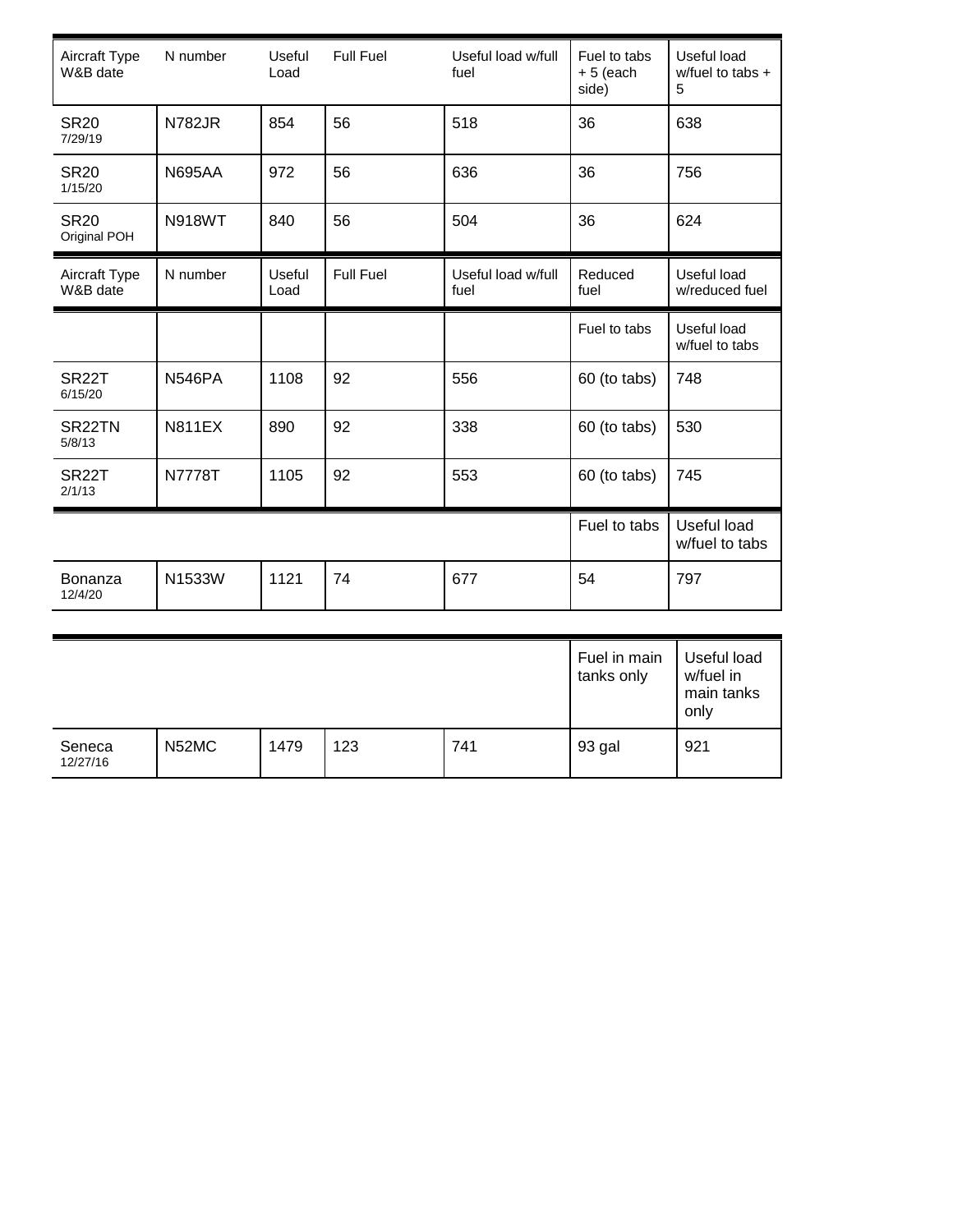| Aircraft Type W&B date | N number | Useful Load | Full Fuel | Useful load w/full fuel | Fuel to tabs + 5 (each side) | Useful load w/fuel to tabs + 5 |
|---|---|---|---|---|---|---|
| SR20 7/29/19 | N782JR | 854 | 56 | 518 | 36 | 638 |
| SR20 1/15/20 | N695AA | 972 | 56 | 636 | 36 | 756 |
| SR20 Original POH | N918WT | 840 | 56 | 504 | 36 | 624 |

| Aircraft Type W&B date | N number | Useful Load | Full Fuel | Useful load w/full fuel | Reduced fuel | Useful load w/reduced fuel |
|---|---|---|---|---|---|---|
| | | | | | Fuel to tabs | Useful load w/fuel to tabs |
| SR22T 6/15/20 | N546PA | 1108 | 92 | 556 | 60 (to tabs) | 748 |
| SR22TN 5/8/13 | N811EX | 890 | 92 | 338 | 60 (to tabs) | 530 |
| SR22T 2/1/13 | N7778T | 1105 | 92 | 553 | 60 (to tabs) | 745 |

| | | | | | Fuel to tabs | Useful load w/fuel to tabs |
|---|---|---|---|---|---|---|
| Bonanza 12/4/20 | N1533W | 1121 | 74 | 677 | 54 | 797 |

| | | | | | Fuel in main tanks only | Useful load w/fuel in main tanks only |
|---|---|---|---|---|---|---|
| Seneca 12/27/16 | N52MC | 1479 | 123 | 741 | 93 gal | 921 |